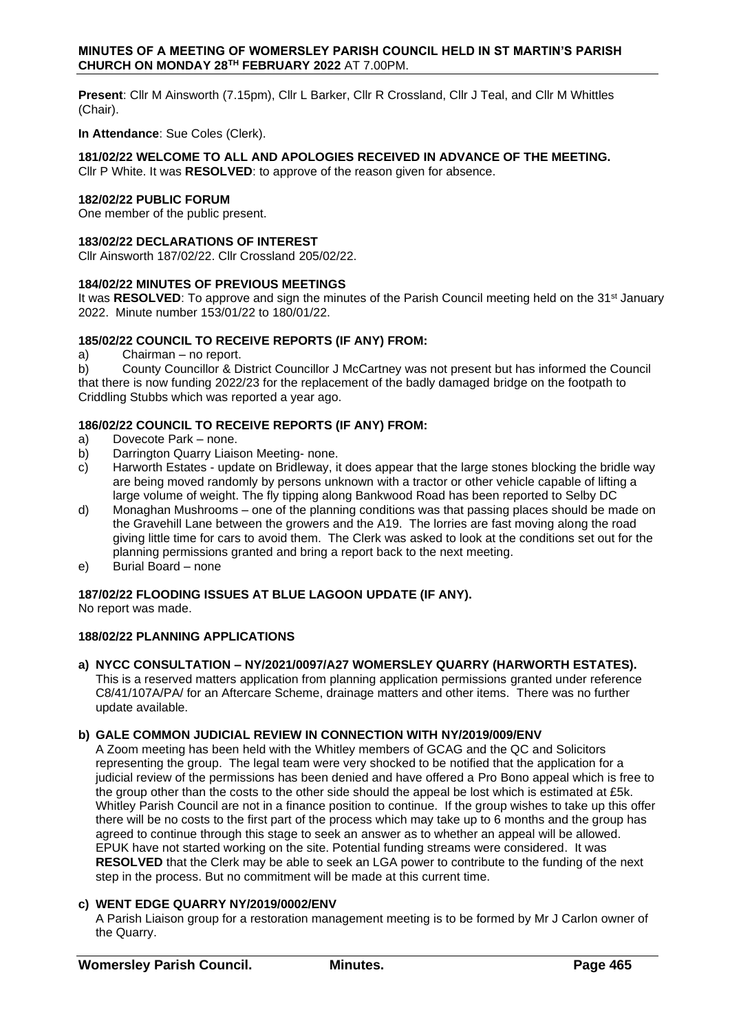**MINUTES OF A MEETING OF WOMERSLEY PARISH COUNCIL HELD IN ST MARTIN'S PARISH CHURCH ON MONDAY 28TH FEBRUARY 2022** AT 7.00PM.

**Present**: Cllr M Ainsworth (7.15pm), Cllr L Barker, Cllr R Crossland, Cllr J Teal, and Cllr M Whittles (Chair).

**In Attendance**: Sue Coles (Clerk).

**181/02/22 WELCOME TO ALL AND APOLOGIES RECEIVED IN ADVANCE OF THE MEETING.**
Cllr P White. It was **RESOLVED**: to approve of the reason given for absence.

**182/02/22 PUBLIC FORUM**
One member of the public present.

**183/02/22 DECLARATIONS OF INTEREST**
Cllr Ainsworth 187/02/22. Cllr Crossland 205/02/22.

**184/02/22 MINUTES OF PREVIOUS MEETINGS**
It was **RESOLVED**: To approve and sign the minutes of the Parish Council meeting held on the 31st January 2022. Minute number 153/01/22 to 180/01/22.

**185/02/22 COUNCIL TO RECEIVE REPORTS (IF ANY) FROM:**

a) Chairman – no report.

b) County Councillor & District Councillor J McCartney was not present but has informed the Council that there is now funding 2022/23 for the replacement of the badly damaged bridge on the footpath to Criddling Stubbs which was reported a year ago.

**186/02/22 COUNCIL TO RECEIVE REPORTS (IF ANY) FROM:**

a) Dovecote Park – none.

b) Darrington Quarry Liaison Meeting- none.

c) Harworth Estates - update on Bridleway, it does appear that the large stones blocking the bridle way are being moved randomly by persons unknown with a tractor or other vehicle capable of lifting a large volume of weight. The fly tipping along Bankwood Road has been reported to Selby DC

d) Monaghan Mushrooms – one of the planning conditions was that passing places should be made on the Gravehill Lane between the growers and the A19. The lorries are fast moving along the road giving little time for cars to avoid them. The Clerk was asked to look at the conditions set out for the planning permissions granted and bring a report back to the next meeting.

e) Burial Board – none

**187/02/22 FLOODING ISSUES AT BLUE LAGOON UPDATE (IF ANY).**
No report was made.

**188/02/22 PLANNING APPLICATIONS**

**a) NYCC CONSULTATION – NY/2021/0097/A27 WOMERSLEY QUARRY (HARWORTH ESTATES).**
This is a reserved matters application from planning application permissions granted under reference C8/41/107A/PA/ for an Aftercare Scheme, drainage matters and other items. There was no further update available.

**b) GALE COMMON JUDICIAL REVIEW IN CONNECTION WITH NY/2019/009/ENV**
A Zoom meeting has been held with the Whitley members of GCAG and the QC and Solicitors representing the group. The legal team were very shocked to be notified that the application for a judicial review of the permissions has been denied and have offered a Pro Bono appeal which is free to the group other than the costs to the other side should the appeal be lost which is estimated at £5k. Whitley Parish Council are not in a finance position to continue. If the group wishes to take up this offer there will be no costs to the first part of the process which may take up to 6 months and the group has agreed to continue through this stage to seek an answer as to whether an appeal will be allowed. EPUK have not started working on the site. Potential funding streams were considered. It was **RESOLVED** that the Clerk may be able to seek an LGA power to contribute to the funding of the next step in the process. But no commitment will be made at this current time.

**c) WENT EDGE QUARRY NY/2019/0002/ENV**
A Parish Liaison group for a restoration management meeting is to be formed by Mr J Carlon owner of the Quarry.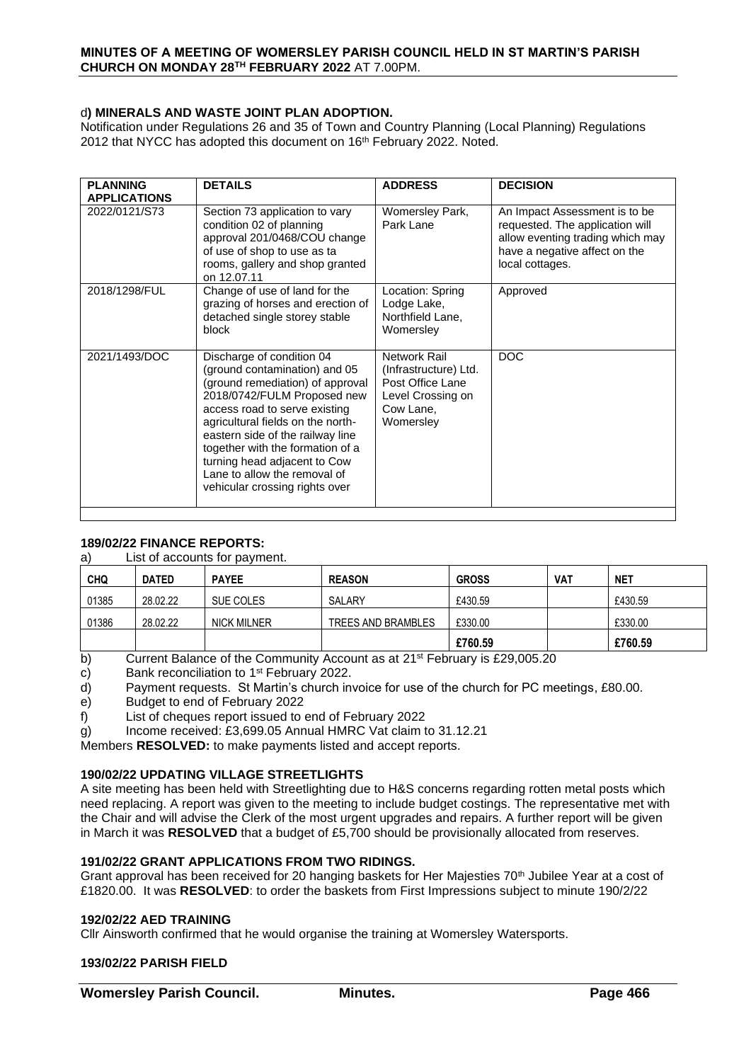d**) MINERALS AND WASTE JOINT PLAN ADOPTION.**

Notification under Regulations 26 and 35 of Town and Country Planning (Local Planning) Regulations 2012 that NYCC has adopted this document on 16th February 2022. Noted.

| **PLANNING APPLICATIONS** | **DETAILS** | **ADDRESS** | **DECISION** |
|---|---|---|---|
| 2022/0121/S73 | Section 73 application to vary condition 02 of planning approval 201/0468/COU change of use of shop to use as ta rooms, gallery and shop granted on 12.07.11 | Womersley Park, Park Lane | An Impact Assessment is to be requested. The application will allow eventing trading which may have a negative affect on the local cottages. |
| 2018/1298/FUL | Change of use of land for the grazing of horses and erection of detached single storey stable block | Location: Spring Lodge Lake, Northfield Lane, Womersley | Approved |
| 2021/1493/DOC | Discharge of condition 04 (ground contamination) and 05 (ground remediation) of approval 2018/0742/FULM Proposed new access road to serve existing agricultural fields on the north-eastern side of the railway line together with the formation of a turning head adjacent to Cow Lane to allow the removal of vehicular crossing rights over | Network Rail (Infrastructure) Ltd. Post Office Lane Level Crossing on Cow Lane, Womersley | DOC |

**189/02/22 FINANCE REPORTS:**

a) List of accounts for payment.

| **CHQ** | **DATED** | **PAYEE** | **REASON** | **GROSS** | **VAT** | **NET** |
|---|---|---|---|---|---|---|
| 01385 | 28.02.22 | SUE COLES | SALARY | £430.59 | | £430.59 |
| 01386 | 28.02.22 | NICK MILNER | TREES AND BRAMBLES | £330.00 | | £330.00 |
| | | | | **£760.59** | | **£760.59** |

b) Current Balance of the Community Account as at 21st February is £29,005.20
c) Bank reconciliation to 1st February 2022.
d) Payment requests. St Martin's church invoice for use of the church for PC meetings, £80.00.
e) Budget to end of February 2022
f) List of cheques report issued to end of February 2022
g) Income received: £3,699.05 Annual HMRC Vat claim to 31.12.21

Members **RESOLVED:** to make payments listed and accept reports.

**190/02/22 UPDATING VILLAGE STREETLIGHTS**

A site meeting has been held with Streetlighting due to H&S concerns regarding rotten metal posts which need replacing. A report was given to the meeting to include budget costings. The representative met with the Chair and will advise the Clerk of the most urgent upgrades and repairs. A further report will be given in March it was **RESOLVED** that a budget of £5,700 should be provisionally allocated from reserves.

**191/02/22 GRANT APPLICATIONS FROM TWO RIDINGS.**

Grant approval has been received for 20 hanging baskets for Her Majesties 70th Jubilee Year at a cost of £1820.00. It was **RESOLVED**: to order the baskets from First Impressions subject to minute 190/2/22

**192/02/22 AED TRAINING**

Cllr Ainsworth confirmed that he would organise the training at Womersley Watersports.

**193/02/22 PARISH FIELD**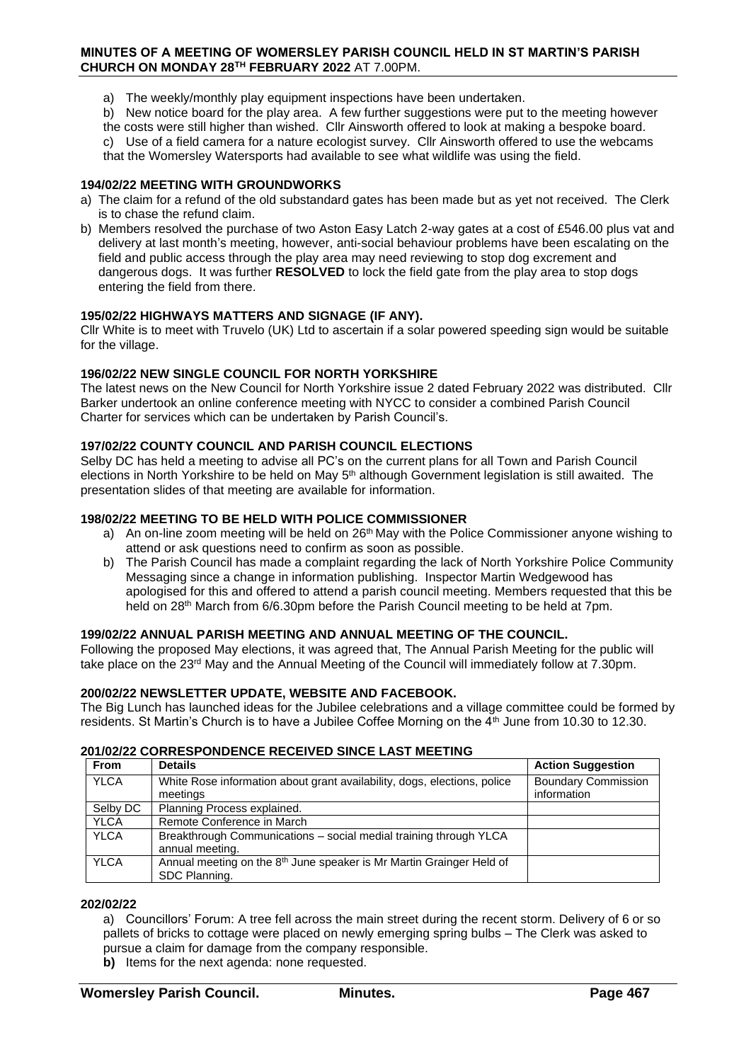a) The weekly/monthly play equipment inspections have been undertaken.

b) New notice board for the play area. A few further suggestions were put to the meeting however the costs were still higher than wished. Cllr Ainsworth offered to look at making a bespoke board.

c) Use of a field camera for a nature ecologist survey. Cllr Ainsworth offered to use the webcams that the Womersley Watersports had available to see what wildlife was using the field.

### 194/02/22 MEETING WITH GROUNDWORKS

a) The claim for a refund of the old substandard gates has been made but as yet not received. The Clerk is to chase the refund claim.

b) Members resolved the purchase of two Aston Easy Latch 2-way gates at a cost of £546.00 plus vat and delivery at last month's meeting, however, anti-social behaviour problems have been escalating on the field and public access through the play area may need reviewing to stop dog excrement and dangerous dogs. It was further **RESOLVED** to lock the field gate from the play area to stop dogs entering the field from there.

### 195/02/22 HIGHWAYS MATTERS AND SIGNAGE (IF ANY).

Cllr White is to meet with Truvelo (UK) Ltd to ascertain if a solar powered speeding sign would be suitable for the village.

### 196/02/22 NEW SINGLE COUNCIL FOR NORTH YORKSHIRE

The latest news on the New Council for North Yorkshire issue 2 dated February 2022 was distributed. Cllr Barker undertook an online conference meeting with NYCC to consider a combined Parish Council Charter for services which can be undertaken by Parish Council's.

### 197/02/22 COUNTY COUNCIL AND PARISH COUNCIL ELECTIONS

Selby DC has held a meeting to advise all PC's on the current plans for all Town and Parish Council elections in North Yorkshire to be held on May 5th although Government legislation is still awaited. The presentation slides of that meeting are available for information.

### 198/02/22 MEETING TO BE HELD WITH POLICE COMMISSIONER

a) An on-line zoom meeting will be held on 26th May with the Police Commissioner anyone wishing to attend or ask questions need to confirm as soon as possible.

b) The Parish Council has made a complaint regarding the lack of North Yorkshire Police Community Messaging since a change in information publishing. Inspector Martin Wedgewood has apologised for this and offered to attend a parish council meeting. Members requested that this be held on 28th March from 6/6.30pm before the Parish Council meeting to be held at 7pm.

### 199/02/22 ANNUAL PARISH MEETING AND ANNUAL MEETING OF THE COUNCIL.

Following the proposed May elections, it was agreed that, The Annual Parish Meeting for the public will take place on the 23rd May and the Annual Meeting of the Council will immediately follow at 7.30pm.

### 200/02/22 NEWSLETTER UPDATE, WEBSITE AND FACEBOOK.

The Big Lunch has launched ideas for the Jubilee celebrations and a village committee could be formed by residents. St Martin's Church is to have a Jubilee Coffee Morning on the 4th June from 10.30 to 12.30.

### 201/02/22 CORRESPONDENCE RECEIVED SINCE LAST MEETING

| From | Details | Action Suggestion |
|---|---|---|
| YLCA | White Rose information about grant availability, dogs, elections, police meetings | Boundary Commission information |
| Selby DC | Planning Process explained. | |
| YLCA | Remote Conference in March | |
| YLCA | Breakthrough Communications – social medial training through YLCA annual meeting. | |
| YLCA | Annual meeting on the 8th June speaker is Mr Martin Grainger Held of SDC Planning. | |

### 202/02/22

a) Councillors' Forum: A tree fell across the main street during the recent storm. Delivery of 6 or so pallets of bricks to cottage were placed on newly emerging spring bulbs – The Clerk was asked to pursue a claim for damage from the company responsible.

**b)** Items for the next agenda: none requested.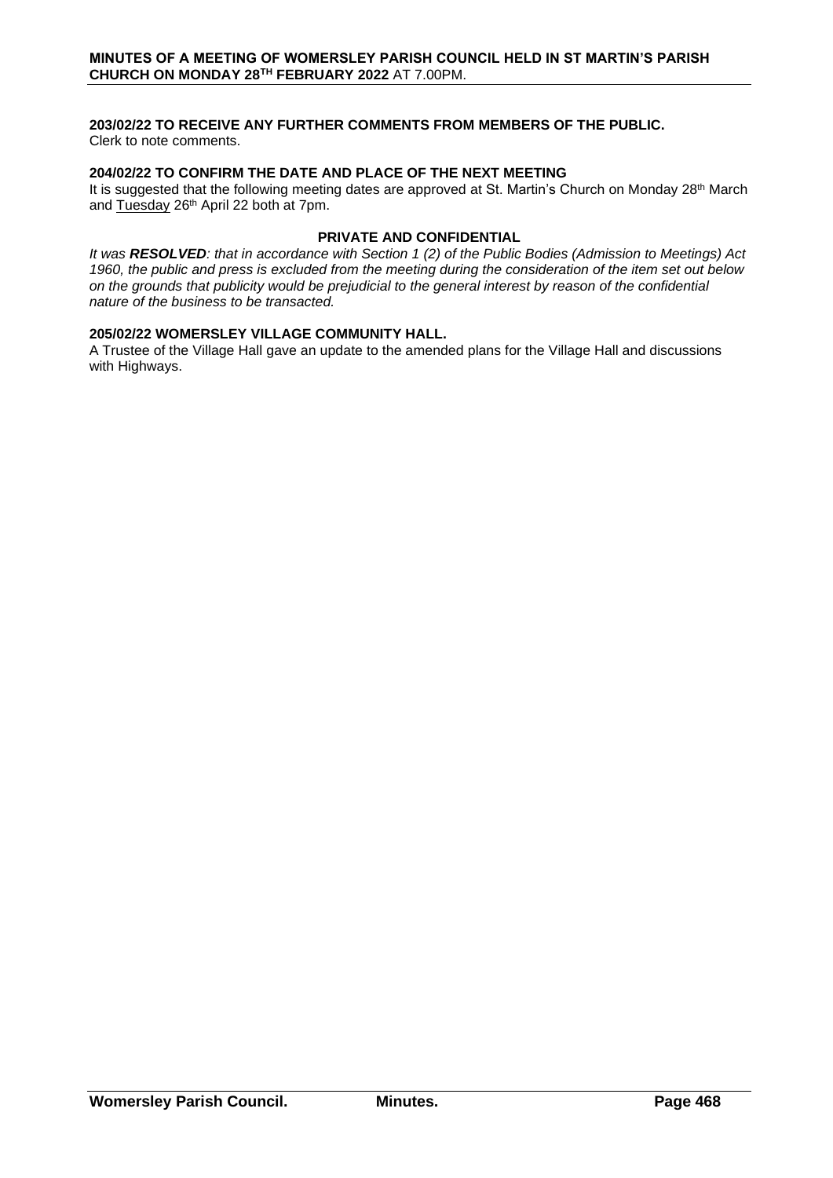**203/02/22 TO RECEIVE ANY FURTHER COMMENTS FROM MEMBERS OF THE PUBLIC.**
Clerk to note comments.

**204/02/22 TO CONFIRM THE DATE AND PLACE OF THE NEXT MEETING**
It is suggested that the following meeting dates are approved at St. Martin's Church on Monday 28th March and Tuesday 26th April 22 both at 7pm.

**PRIVATE AND CONFIDENTIAL**

*It was **RESOLVED**: that in accordance with Section 1 (2) of the Public Bodies (Admission to Meetings) Act 1960, the public and press is excluded from the meeting during the consideration of the item set out below on the grounds that publicity would be prejudicial to the general interest by reason of the confidential nature of the business to be transacted.*

**205/02/22 WOMERSLEY VILLAGE COMMUNITY HALL.**
A Trustee of the Village Hall gave an update to the amended plans for the Village Hall and discussions with Highways.